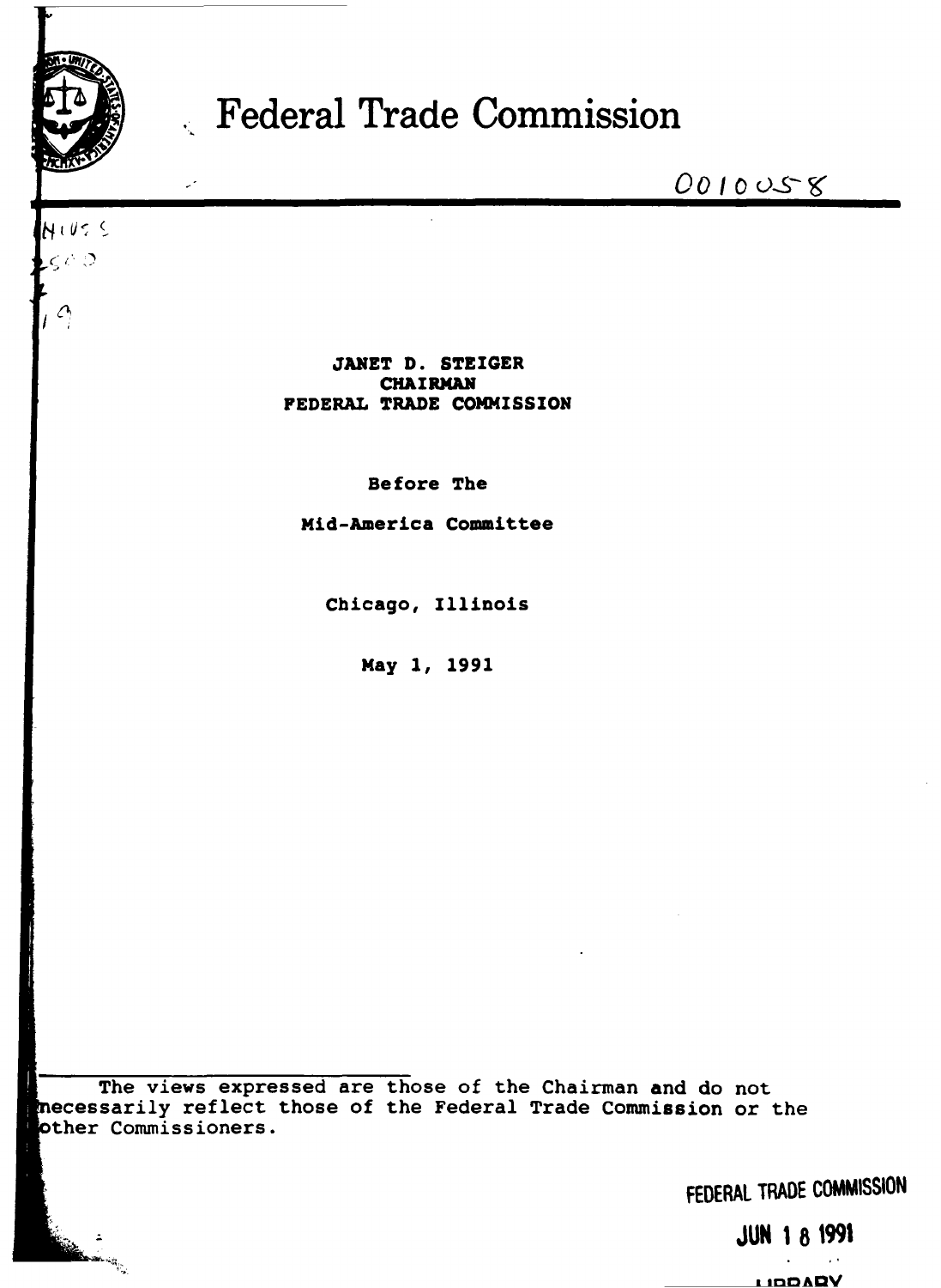# Federal Trade Commission

0010058

**JANET D. STEIGER**
**CHAIRMAN**
**FEDERAL TRADE COMMISSION**

**Before The**

**Mid-America Committee**

**Chicago, Illinois**

**May 1, 1991**

---

The views expressed are those of the Chairman and do not necessarily reflect those of the Federal Trade Commission or the other Commissioners.

FEDERAL TRADE COMMISSION

JUN 18 1991

LIBRARY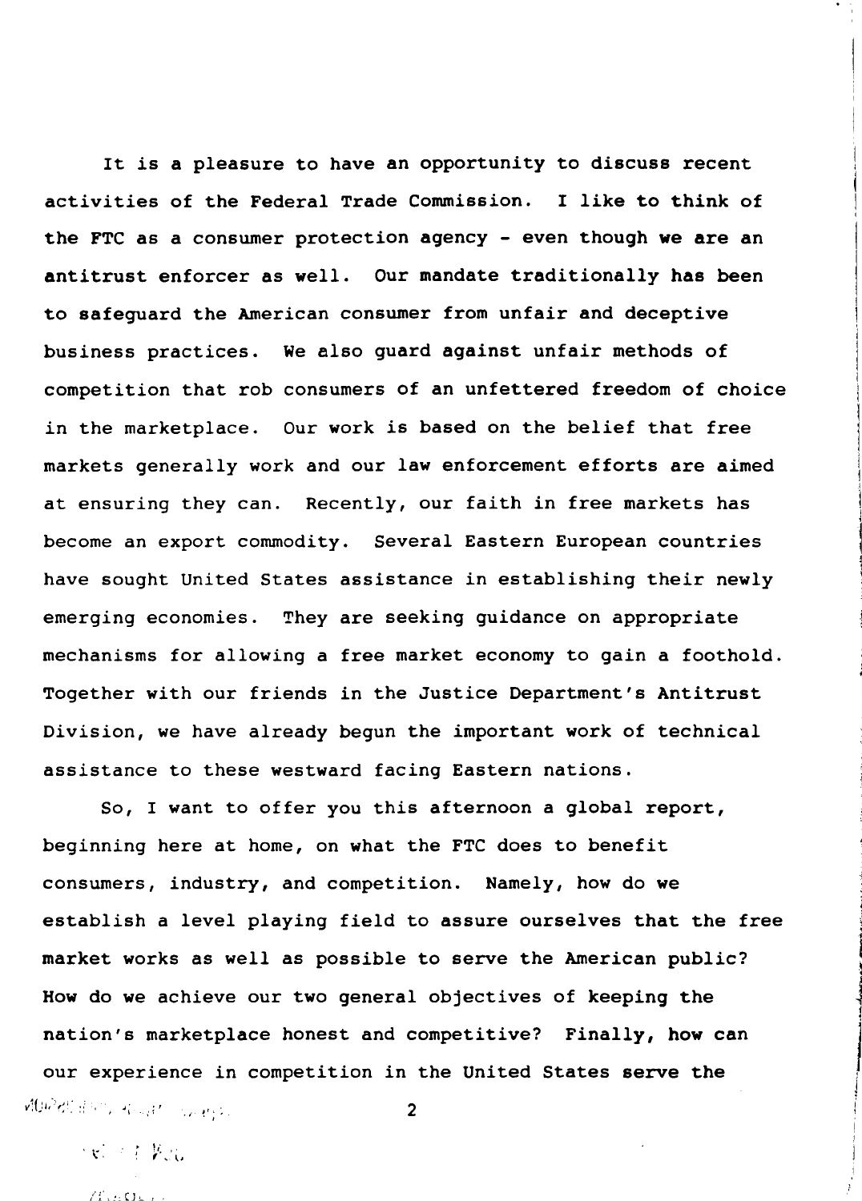It is a pleasure to have an opportunity to discuss recent activities of the Federal Trade Commission. I like to think of the FTC as a consumer protection agency - even though we are an antitrust enforcer as well. Our mandate traditionally has been to safeguard the American consumer from unfair and deceptive business practices. We also guard against unfair methods of competition that rob consumers of an unfettered freedom of choice in the marketplace. Our work is based on the belief that free markets generally work and our law enforcement efforts are aimed at ensuring they can. Recently, our faith in free markets has become an export commodity. Several Eastern European countries have sought United States assistance in establishing their newly emerging economies. They are seeking guidance on appropriate mechanisms for allowing a free market economy to gain a foothold. Together with our friends in the Justice Department's Antitrust Division, we have already begun the important work of technical assistance to these westward facing Eastern nations.

So, I want to offer you this afternoon a global report, beginning here at home, on what the FTC does to benefit consumers, industry, and competition. Namely, how do we establish a level playing field to assure ourselves that the free market works as well as possible to serve the American public? How do we achieve our two general objectives of keeping the nation's marketplace honest and competitive? Finally, how can our experience in competition in the United States serve the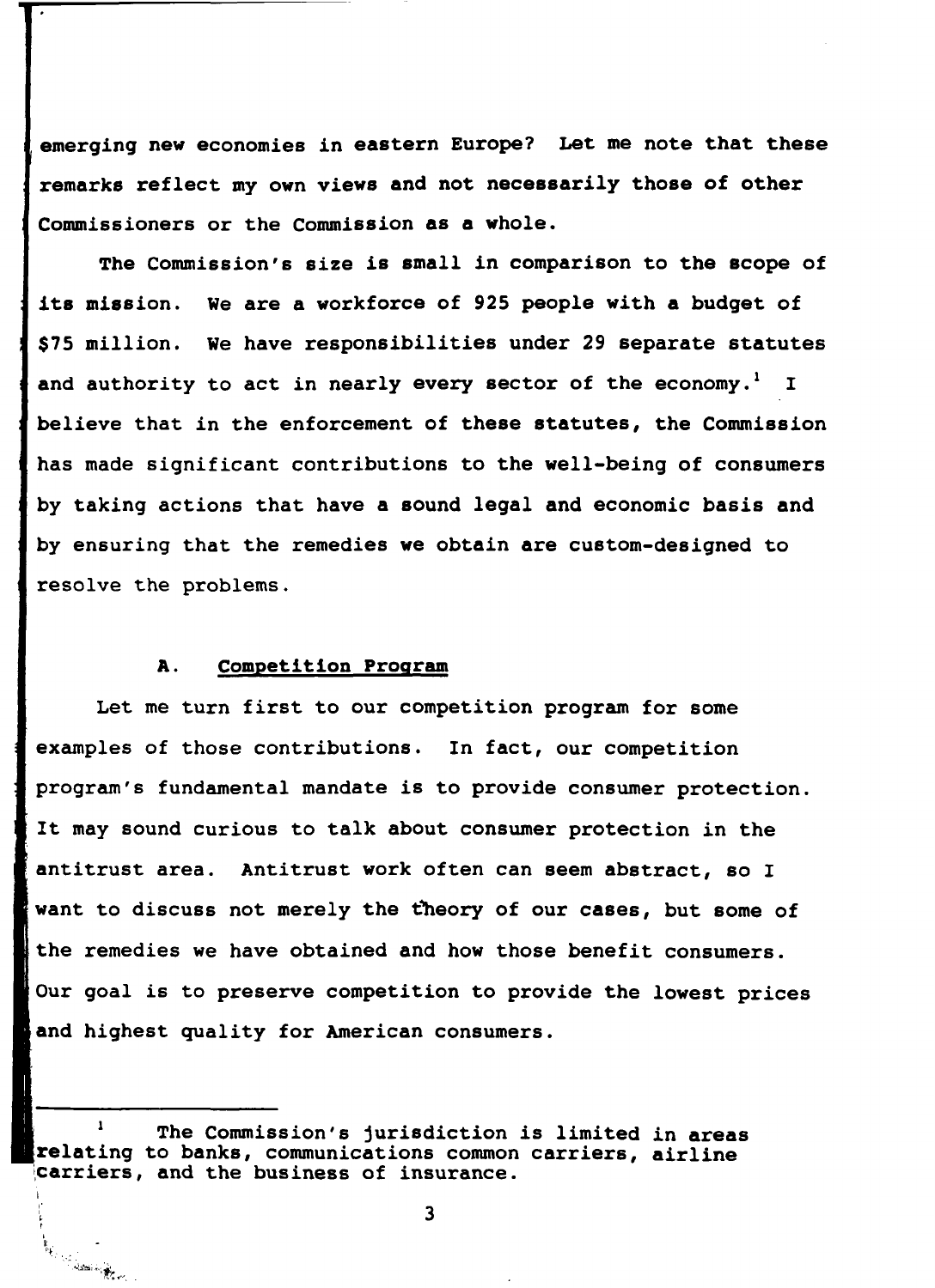emerging new economies in eastern Europe? Let me note that these remarks reflect my own views and not necessarily those of other Commissioners or the Commission as a whole.

The Commission's size is small in comparison to the scope of its mission. We are a workforce of 925 people with a budget of $75 million. We have responsibilities under 29 separate statutes and authority to act in nearly every sector of the economy.[1] I believe that in the enforcement of these statutes, the Commission has made significant contributions to the well-being of consumers by taking actions that have a sound legal and economic basis and by ensuring that the remedies we obtain are custom-designed to resolve the problems.

### A. Competition Program

Let me turn first to our competition program for some examples of those contributions. In fact, our competition program's fundamental mandate is to provide consumer protection. It may sound curious to talk about consumer protection in the antitrust area. Antitrust work often can seem abstract, so I want to discuss not merely the theory of our cases, but some of the remedies we have obtained and how those benefit consumers. Our goal is to preserve competition to provide the lowest prices and highest quality for American consumers.

---

[1] The Commission's jurisdiction is limited in areas relating to banks, communications common carriers, airline carriers, and the business of insurance.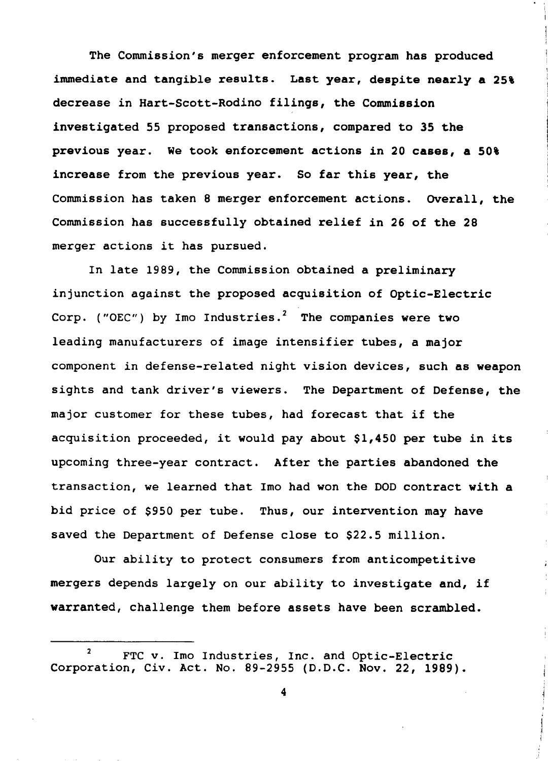The Commission's merger enforcement program has produced immediate and tangible results. Last year, despite nearly a 25% decrease in Hart-Scott-Rodino filings, the Commission investigated 55 proposed transactions, compared to 35 the previous year. We took enforcement actions in 20 cases, a 50% increase from the previous year. So far this year, the Commission has taken 8 merger enforcement actions. Overall, the Commission has successfully obtained relief in 26 of the 28 merger actions it has pursued.

In late 1989, the Commission obtained a preliminary injunction against the proposed acquisition of Optic-Electric Corp. ("OEC") by Imo Industries.[2] The companies were two leading manufacturers of image intensifier tubes, a major component in defense-related night vision devices, such as weapon sights and tank driver's viewers. The Department of Defense, the major customer for these tubes, had forecast that if the acquisition proceeded, it would pay about $1,450 per tube in its upcoming three-year contract. After the parties abandoned the transaction, we learned that Imo had won the DOD contract with a bid price of $950 per tube. Thus, our intervention may have saved the Department of Defense close to $22.5 million.

Our ability to protect consumers from anticompetitive mergers depends largely on our ability to investigate and, if warranted, challenge them before assets have been scrambled.

---

[2] FTC v. Imo Industries, Inc. and Optic-Electric Corporation, Civ. Act. No. 89-2955 (D.D.C. Nov. 22, 1989).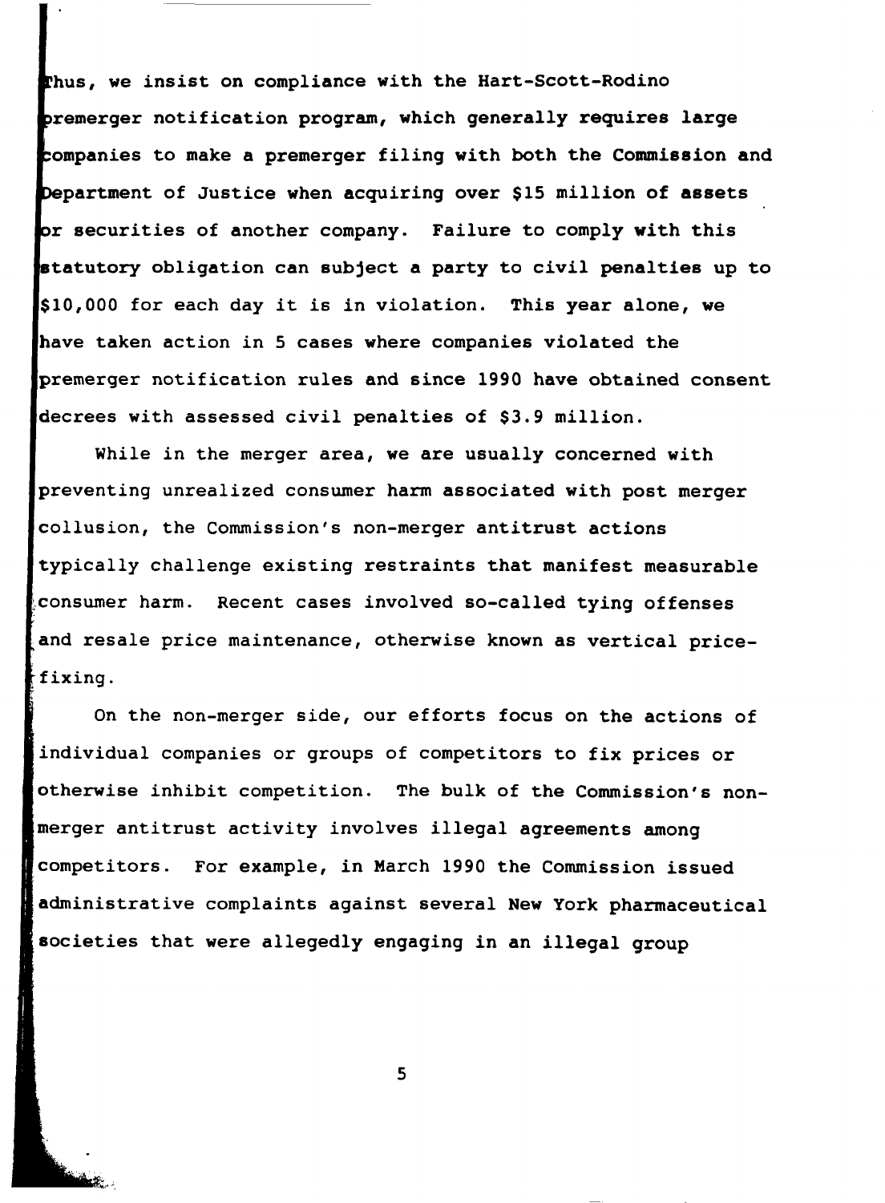Thus, we insist on compliance with the Hart-Scott-Rodino premerger notification program, which generally requires large companies to make a premerger filing with both the Commission and Department of Justice when acquiring over $15 million of assets or securities of another company. Failure to comply with this statutory obligation can subject a party to civil penalties up to $10,000 for each day it is in violation. This year alone, we have taken action in 5 cases where companies violated the premerger notification rules and since 1990 have obtained consent decrees with assessed civil penalties of $3.9 million.

While in the merger area, we are usually concerned with preventing unrealized consumer harm associated with post merger collusion, the Commission's non-merger antitrust actions typically challenge existing restraints that manifest measurable consumer harm. Recent cases involved so-called tying offenses and resale price maintenance, otherwise known as vertical price-fixing.

On the non-merger side, our efforts focus on the actions of individual companies or groups of competitors to fix prices or otherwise inhibit competition. The bulk of the Commission's non-merger antitrust activity involves illegal agreements among competitors. For example, in March 1990 the Commission issued administrative complaints against several New York pharmaceutical societies that were allegedly engaging in an illegal group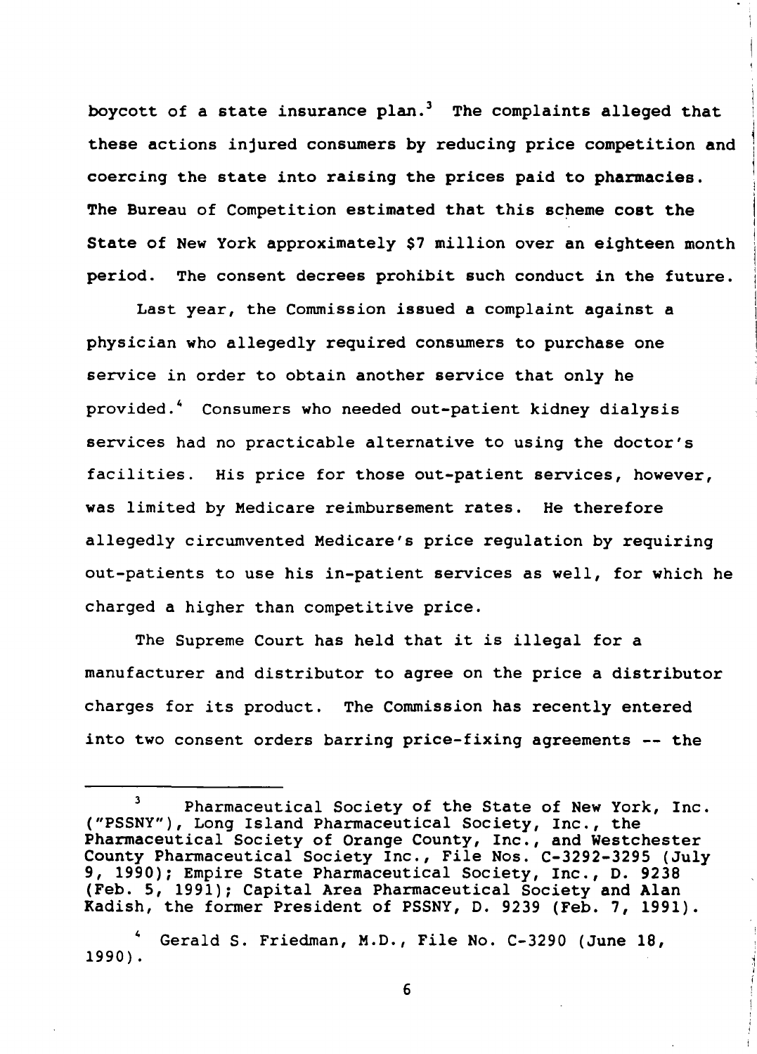boycott of a state insurance plan.[3] The complaints alleged that these actions injured consumers by reducing price competition and coercing the state into raising the prices paid to pharmacies. The Bureau of Competition estimated that this scheme cost the State of New York approximately $7 million over an eighteen month period. The consent decrees prohibit such conduct in the future.

Last year, the Commission issued a complaint against a physician who allegedly required consumers to purchase one service in order to obtain another service that only he provided.[4] Consumers who needed out-patient kidney dialysis services had no practicable alternative to using the doctor's facilities. His price for those out-patient services, however, was limited by Medicare reimbursement rates. He therefore allegedly circumvented Medicare's price regulation by requiring out-patients to use his in-patient services as well, for which he charged a higher than competitive price.

The Supreme Court has held that it is illegal for a manufacturer and distributor to agree on the price a distributor charges for its product. The Commission has recently entered into two consent orders barring price-fixing agreements -- the

---

[3] Pharmaceutical Society of the State of New York, Inc. ("PSSNY"), Long Island Pharmaceutical Society, Inc., the Pharmaceutical Society of Orange County, Inc., and Westchester County Pharmaceutical Society Inc., File Nos. C-3292-3295 (July 9, 1990); Empire State Pharmaceutical Society, Inc., D. 9238 (Feb. 5, 1991); Capital Area Pharmaceutical Society and Alan Kadish, the former President of PSSNY, D. 9239 (Feb. 7, 1991).

[4] Gerald S. Friedman, M.D., File No. C-3290 (June 18, 1990).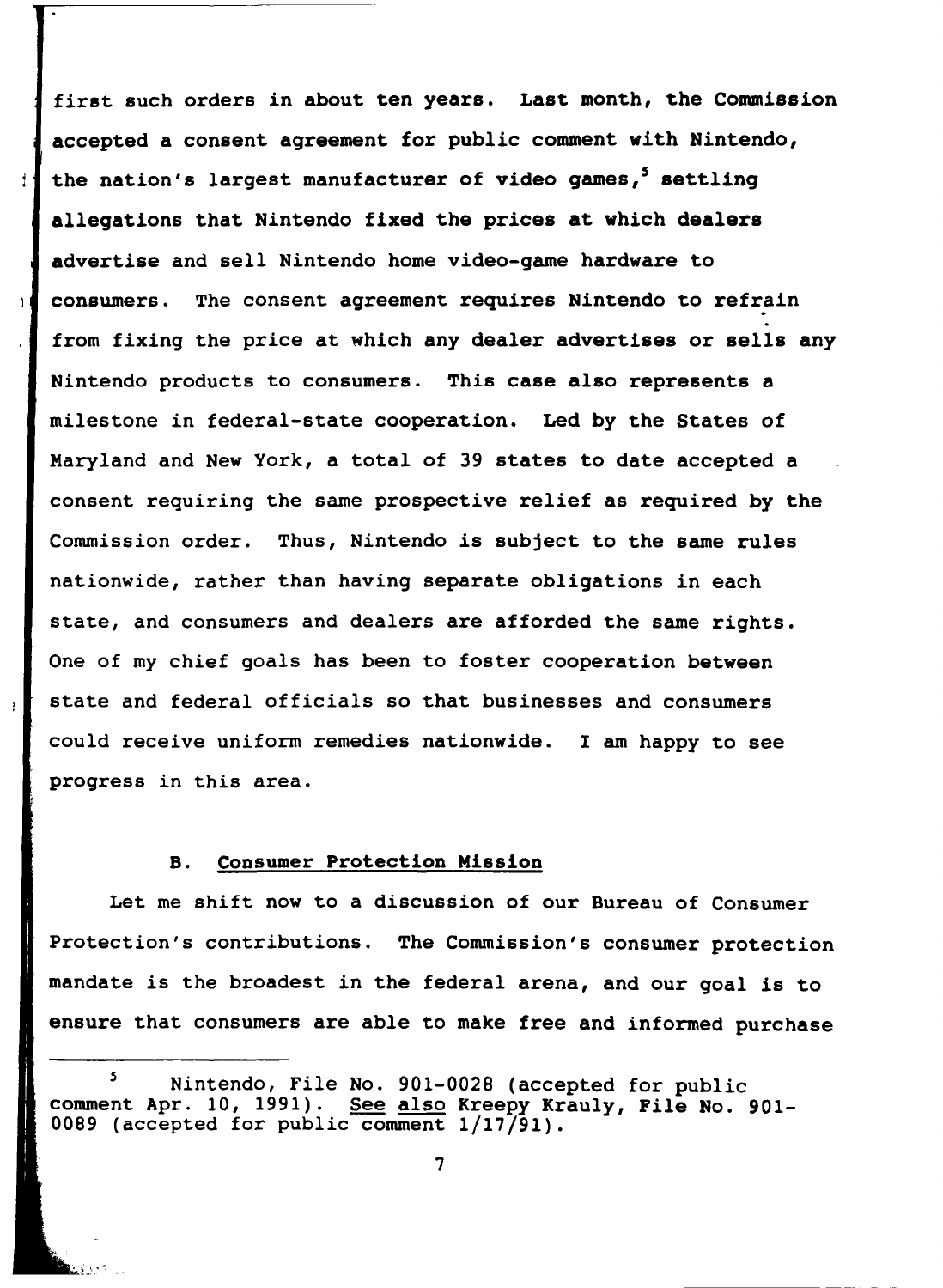first such orders in about ten years. Last month, the Commission accepted a consent agreement for public comment with Nintendo, the nation's largest manufacturer of video games,[5] settling allegations that Nintendo fixed the prices at which dealers advertise and sell Nintendo home video-game hardware to consumers. The consent agreement requires Nintendo to refrain from fixing the price at which any dealer advertises or sells any Nintendo products to consumers. This case also represents a milestone in federal-state cooperation. Led by the States of Maryland and New York, a total of 39 states to date accepted a consent requiring the same prospective relief as required by the Commission order. Thus, Nintendo is subject to the same rules nationwide, rather than having separate obligations in each state, and consumers and dealers are afforded the same rights. One of my chief goals has been to foster cooperation between state and federal officials so that businesses and consumers could receive uniform remedies nationwide. I am happy to see progress in this area.

### B. Consumer Protection Mission

Let me shift now to a discussion of our Bureau of Consumer Protection's contributions. The Commission's consumer protection mandate is the broadest in the federal arena, and our goal is to ensure that consumers are able to make free and informed purchase

---

[5] Nintendo, File No. 901-0028 (accepted for public comment Apr. 10, 1991). See also Kreepy Krauly, File No. 901-0089 (accepted for public comment 1/17/91).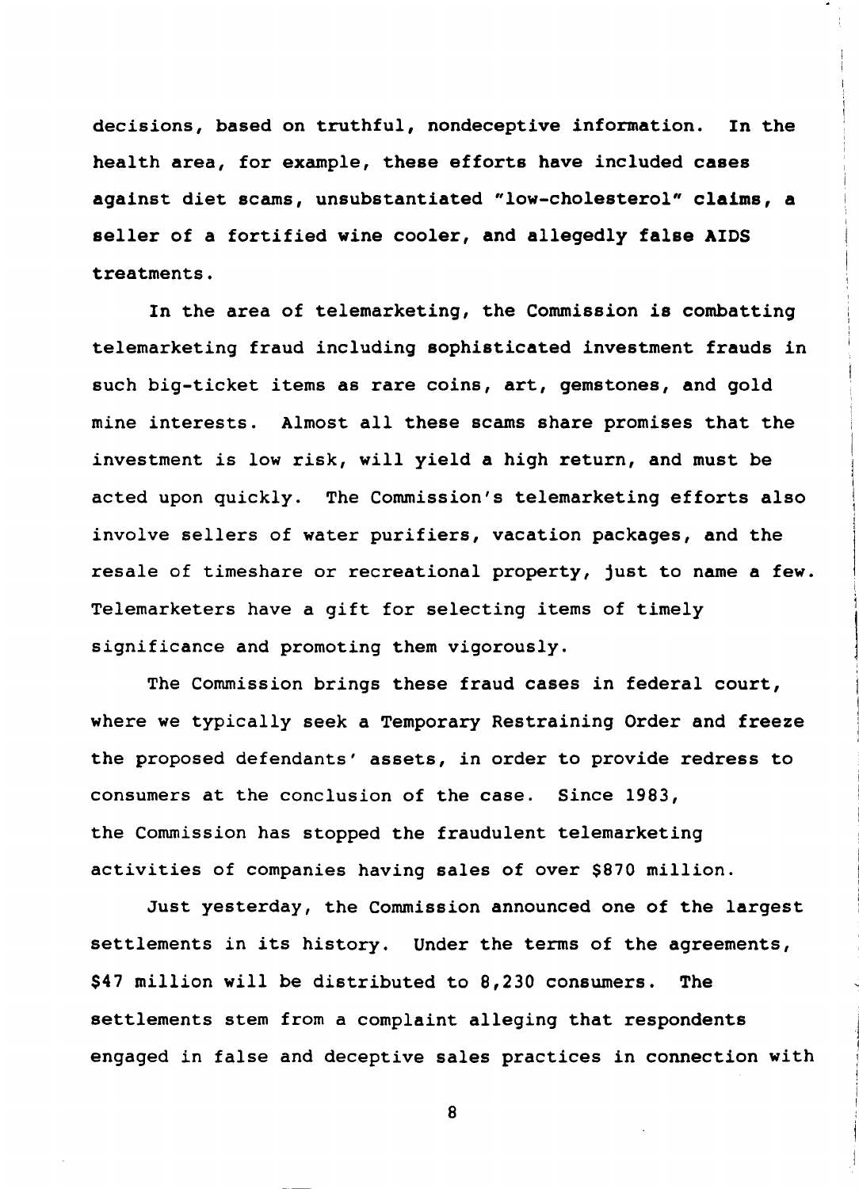decisions, based on truthful, nondeceptive information. In the health area, for example, these efforts have included cases against diet scams, unsubstantiated "low-cholesterol" claims, a seller of a fortified wine cooler, and allegedly false AIDS treatments.

In the area of telemarketing, the Commission is combatting telemarketing fraud including sophisticated investment frauds in such big-ticket items as rare coins, art, gemstones, and gold mine interests. Almost all these scams share promises that the investment is low risk, will yield a high return, and must be acted upon quickly. The Commission's telemarketing efforts also involve sellers of water purifiers, vacation packages, and the resale of timeshare or recreational property, just to name a few. Telemarketers have a gift for selecting items of timely significance and promoting them vigorously.

The Commission brings these fraud cases in federal court, where we typically seek a Temporary Restraining Order and freeze the proposed defendants' assets, in order to provide redress to consumers at the conclusion of the case. Since 1983, the Commission has stopped the fraudulent telemarketing activities of companies having sales of over $870 million.

Just yesterday, the Commission announced one of the largest settlements in its history. Under the terms of the agreements, $47 million will be distributed to 8,230 consumers. The settlements stem from a complaint alleging that respondents engaged in false and deceptive sales practices in connection with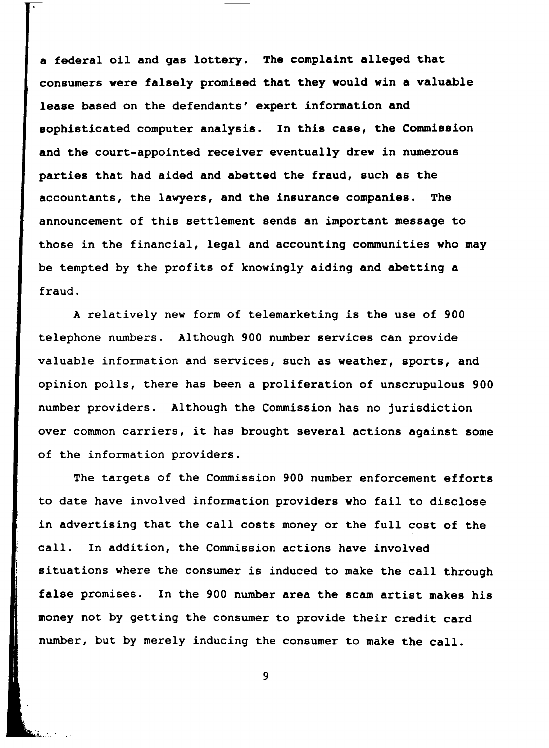a federal oil and gas lottery. The complaint alleged that consumers were falsely promised that they would win a valuable lease based on the defendants' expert information and sophisticated computer analysis. In this case, the Commission and the court-appointed receiver eventually drew in numerous parties that had aided and abetted the fraud, such as the accountants, the lawyers, and the insurance companies. The announcement of this settlement sends an important message to those in the financial, legal and accounting communities who may be tempted by the profits of knowingly aiding and abetting a fraud.

A relatively new form of telemarketing is the use of 900 telephone numbers. Although 900 number services can provide valuable information and services, such as weather, sports, and opinion polls, there has been a proliferation of unscrupulous 900 number providers. Although the Commission has no jurisdiction over common carriers, it has brought several actions against some of the information providers.

The targets of the Commission 900 number enforcement efforts to date have involved information providers who fail to disclose in advertising that the call costs money or the full cost of the call. In addition, the Commission actions have involved situations where the consumer is induced to make the call through false promises. In the 900 number area the scam artist makes his money not by getting the consumer to provide their credit card number, but by merely inducing the consumer to make the call.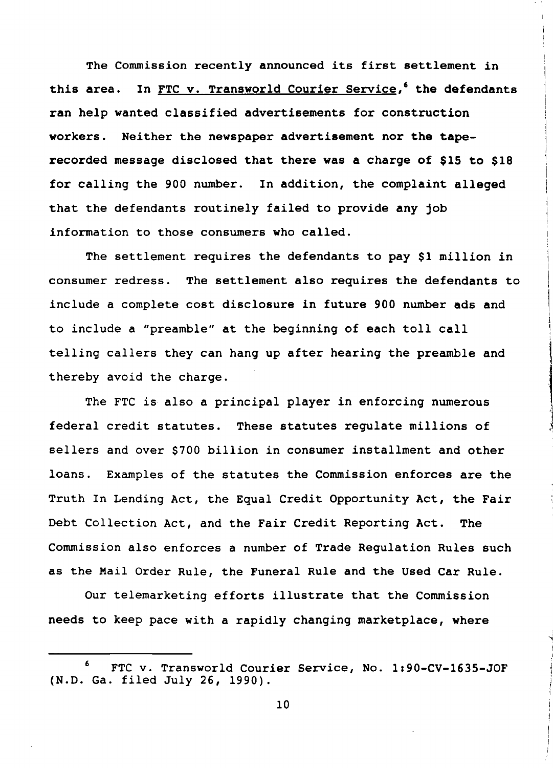The Commission recently announced its first settlement in this area. In FTC v. Transworld Courier Service,[6] the defendants ran help wanted classified advertisements for construction workers. Neither the newspaper advertisement nor the tape-recorded message disclosed that there was a charge of $15 to $18 for calling the 900 number. In addition, the complaint alleged that the defendants routinely failed to provide any job information to those consumers who called.

The settlement requires the defendants to pay $1 million in consumer redress. The settlement also requires the defendants to include a complete cost disclosure in future 900 number ads and to include a "preamble" at the beginning of each toll call telling callers they can hang up after hearing the preamble and thereby avoid the charge.

The FTC is also a principal player in enforcing numerous federal credit statutes. These statutes regulate millions of sellers and over $700 billion in consumer installment and other loans. Examples of the statutes the Commission enforces are the Truth In Lending Act, the Equal Credit Opportunity Act, the Fair Debt Collection Act, and the Fair Credit Reporting Act. The Commission also enforces a number of Trade Regulation Rules such as the Mail Order Rule, the Funeral Rule and the Used Car Rule.

Our telemarketing efforts illustrate that the Commission needs to keep pace with a rapidly changing marketplace, where

---

[6] FTC v. Transworld Courier Service, No. 1:90-CV-1635-JOF (N.D. Ga. filed July 26, 1990).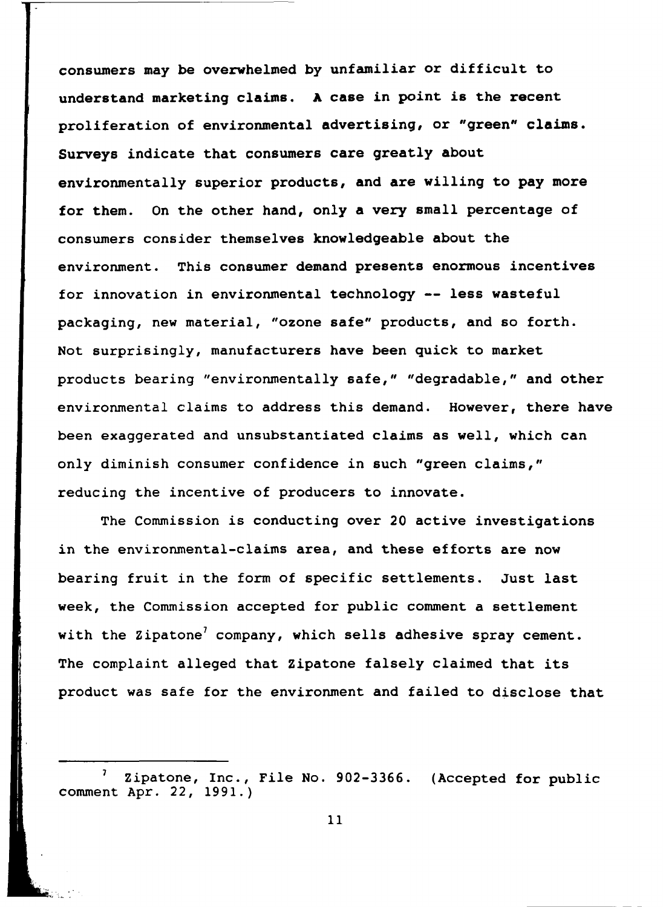consumers may be overwhelmed by unfamiliar or difficult to understand marketing claims. A case in point is the recent proliferation of environmental advertising, or "green" claims. Surveys indicate that consumers care greatly about environmentally superior products, and are willing to pay more for them. On the other hand, only a very small percentage of consumers consider themselves knowledgeable about the environment. This consumer demand presents enormous incentives for innovation in environmental technology -- less wasteful packaging, new material, "ozone safe" products, and so forth. Not surprisingly, manufacturers have been quick to market products bearing "environmentally safe," "degradable," and other environmental claims to address this demand. However, there have been exaggerated and unsubstantiated claims as well, which can only diminish consumer confidence in such "green claims," reducing the incentive of producers to innovate.

The Commission is conducting over 20 active investigations in the environmental-claims area, and these efforts are now bearing fruit in the form of specific settlements. Just last week, the Commission accepted for public comment a settlement with the Zipatone[7] company, which sells adhesive spray cement. The complaint alleged that Zipatone falsely claimed that its product was safe for the environment and failed to disclose that

---

[7] Zipatone, Inc., File No. 902-3366. (Accepted for public comment Apr. 22, 1991.)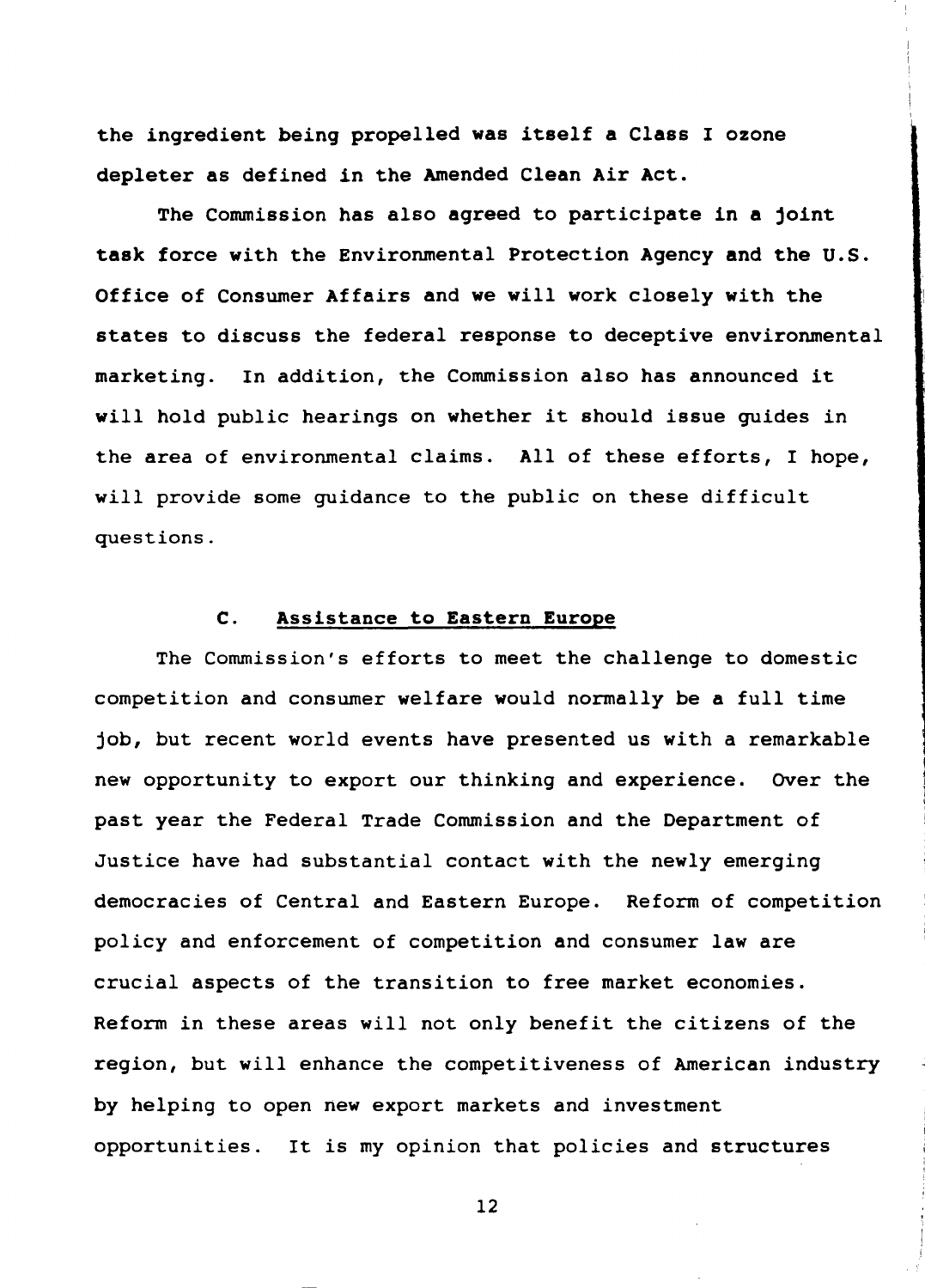the ingredient being propelled was itself a Class I ozone depleter as defined in the Amended Clean Air Act.

The Commission has also agreed to participate in a joint task force with the Environmental Protection Agency and the U.S. Office of Consumer Affairs and we will work closely with the states to discuss the federal response to deceptive environmental marketing. In addition, the Commission also has announced it will hold public hearings on whether it should issue guides in the area of environmental claims. All of these efforts, I hope, will provide some guidance to the public on these difficult questions.

### C. <u>Assistance to Eastern Europe</u>

The Commission's efforts to meet the challenge to domestic competition and consumer welfare would normally be a full time job, but recent world events have presented us with a remarkable new opportunity to export our thinking and experience. Over the past year the Federal Trade Commission and the Department of Justice have had substantial contact with the newly emerging democracies of Central and Eastern Europe. Reform of competition policy and enforcement of competition and consumer law are crucial aspects of the transition to free market economies. Reform in these areas will not only benefit the citizens of the region, but will enhance the competitiveness of American industry by helping to open new export markets and investment opportunities. It is my opinion that policies and structures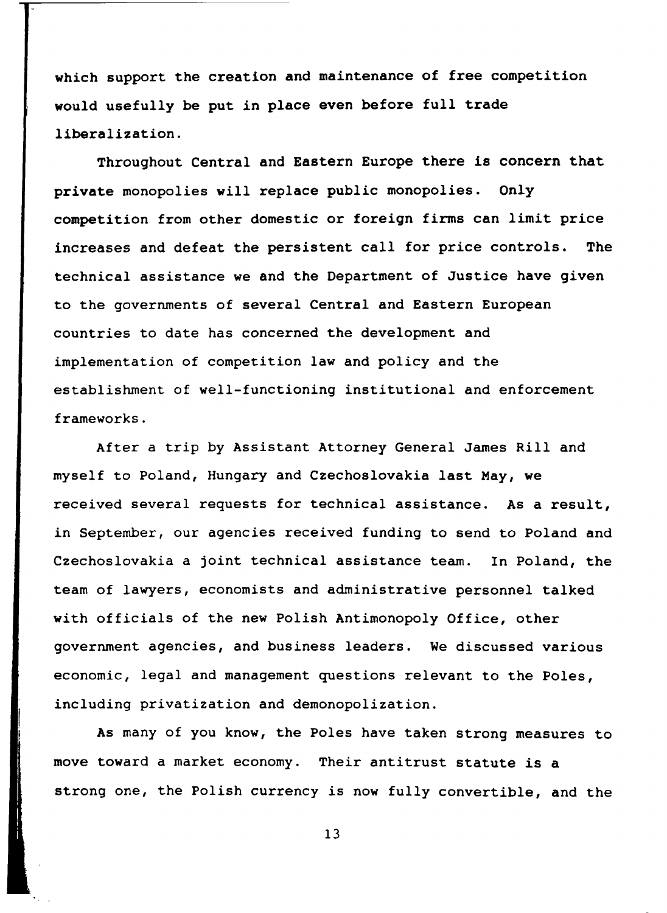which support the creation and maintenance of free competition would usefully be put in place even before full trade liberalization.

Throughout Central and Eastern Europe there is concern that private monopolies will replace public monopolies. Only competition from other domestic or foreign firms can limit price increases and defeat the persistent call for price controls. The technical assistance we and the Department of Justice have given to the governments of several Central and Eastern European countries to date has concerned the development and implementation of competition law and policy and the establishment of well-functioning institutional and enforcement frameworks.

After a trip by Assistant Attorney General James Rill and myself to Poland, Hungary and Czechoslovakia last May, we received several requests for technical assistance. As a result, in September, our agencies received funding to send to Poland and Czechoslovakia a joint technical assistance team. In Poland, the team of lawyers, economists and administrative personnel talked with officials of the new Polish Antimonopoly Office, other government agencies, and business leaders. We discussed various economic, legal and management questions relevant to the Poles, including privatization and demonopolization.

As many of you know, the Poles have taken strong measures to move toward a market economy. Their antitrust statute is a strong one, the Polish currency is now fully convertible, and the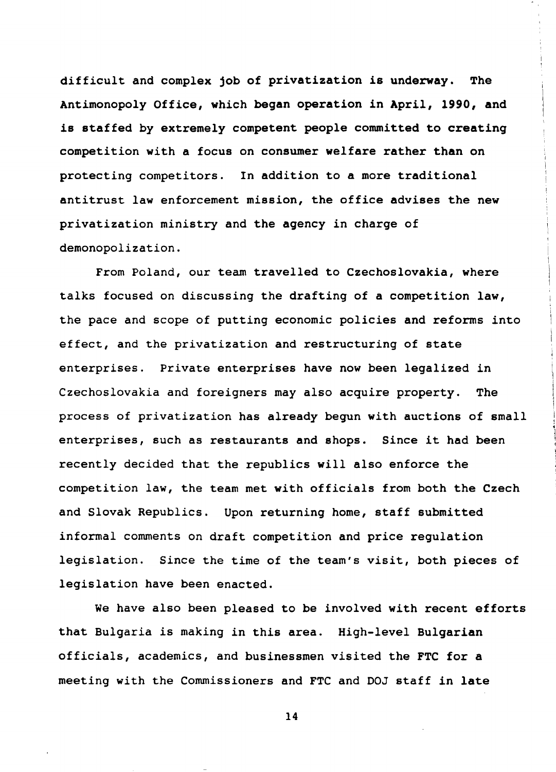difficult and complex job of privatization is underway. The Antimonopoly Office, which began operation in April, 1990, and is staffed by extremely competent people committed to creating competition with a focus on consumer welfare rather than on protecting competitors. In addition to a more traditional antitrust law enforcement mission, the office advises the new privatization ministry and the agency in charge of demonopolization.

From Poland, our team travelled to Czechoslovakia, where talks focused on discussing the drafting of a competition law, the pace and scope of putting economic policies and reforms into effect, and the privatization and restructuring of state enterprises. Private enterprises have now been legalized in Czechoslovakia and foreigners may also acquire property. The process of privatization has already begun with auctions of small enterprises, such as restaurants and shops. Since it had been recently decided that the republics will also enforce the competition law, the team met with officials from both the Czech and Slovak Republics. Upon returning home, staff submitted informal comments on draft competition and price regulation legislation. Since the time of the team's visit, both pieces of legislation have been enacted.

We have also been pleased to be involved with recent efforts that Bulgaria is making in this area. High-level Bulgarian officials, academics, and businessmen visited the FTC for a meeting with the Commissioners and FTC and DOJ staff in late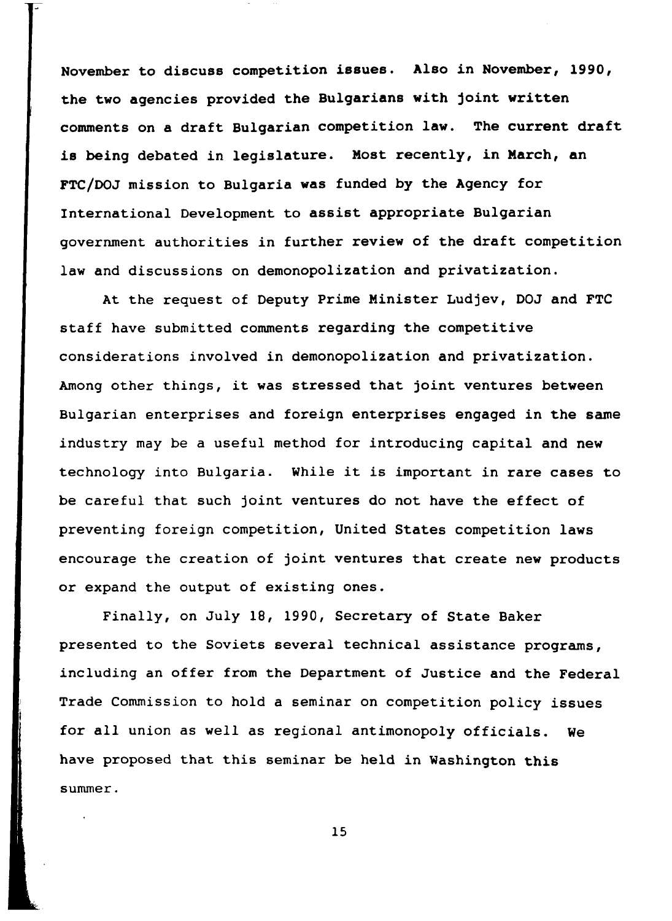November to discuss competition issues. Also in November, 1990, the two agencies provided the Bulgarians with joint written comments on a draft Bulgarian competition law. The current draft is being debated in legislature. Most recently, in March, an FTC/DOJ mission to Bulgaria was funded by the Agency for International Development to assist appropriate Bulgarian government authorities in further review of the draft competition law and discussions on demonopolization and privatization.

At the request of Deputy Prime Minister Ludjev, DOJ and FTC staff have submitted comments regarding the competitive considerations involved in demonopolization and privatization. Among other things, it was stressed that joint ventures between Bulgarian enterprises and foreign enterprises engaged in the same industry may be a useful method for introducing capital and new technology into Bulgaria. While it is important in rare cases to be careful that such joint ventures do not have the effect of preventing foreign competition, United States competition laws encourage the creation of joint ventures that create new products or expand the output of existing ones.

Finally, on July 18, 1990, Secretary of State Baker presented to the Soviets several technical assistance programs, including an offer from the Department of Justice and the Federal Trade Commission to hold a seminar on competition policy issues for all union as well as regional antimonopoly officials. We have proposed that this seminar be held in Washington this summer.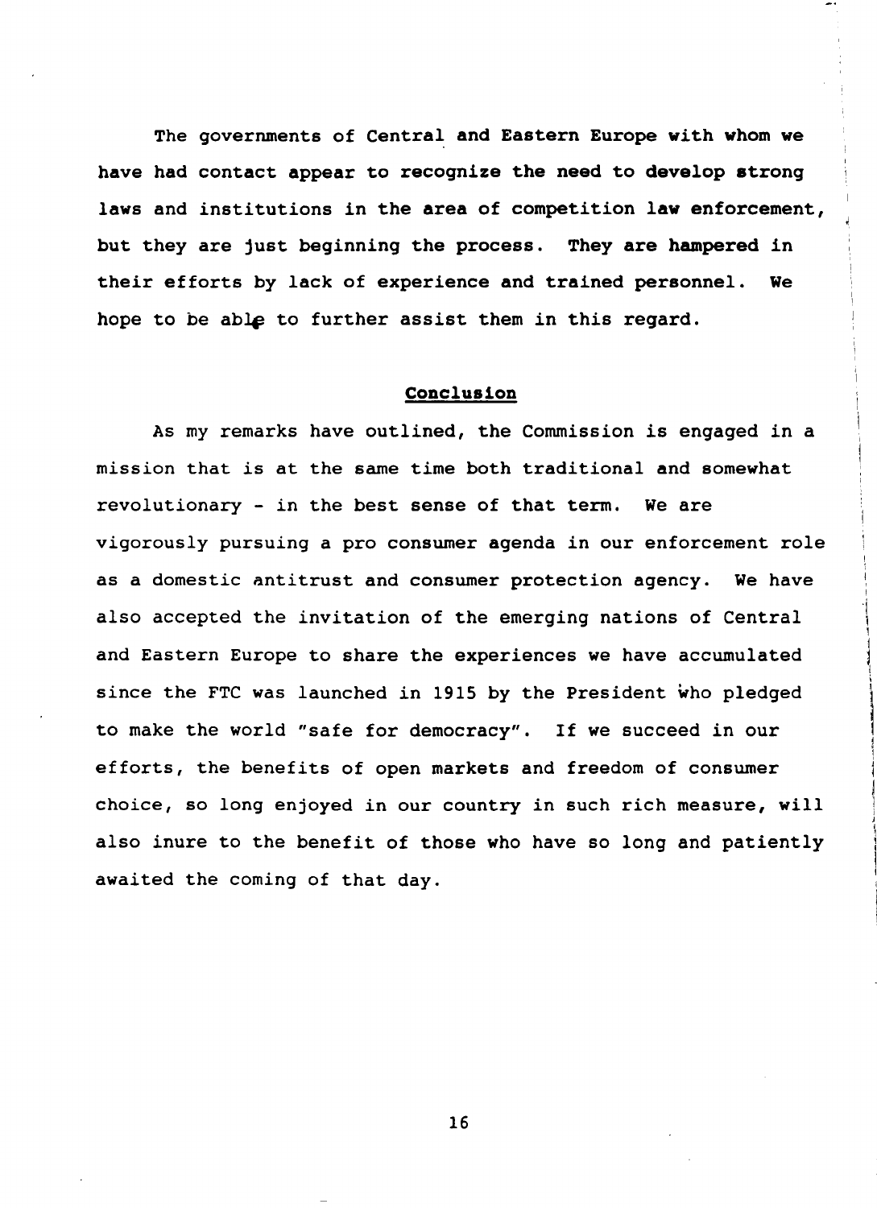The governments of Central and Eastern Europe with whom we have had contact appear to recognize the need to develop strong laws and institutions in the area of competition law enforcement, but they are just beginning the process. They are hampered in their efforts by lack of experience and trained personnel. We hope to be able to further assist them in this regard.

## Conclusion

As my remarks have outlined, the Commission is engaged in a mission that is at the same time both traditional and somewhat revolutionary - in the best sense of that term. We are vigorously pursuing a pro consumer agenda in our enforcement role as a domestic antitrust and consumer protection agency. We have also accepted the invitation of the emerging nations of Central and Eastern Europe to share the experiences we have accumulated since the FTC was launched in 1915 by the President who pledged to make the world "safe for democracy". If we succeed in our efforts, the benefits of open markets and freedom of consumer choice, so long enjoyed in our country in such rich measure, will also inure to the benefit of those who have so long and patiently awaited the coming of that day.